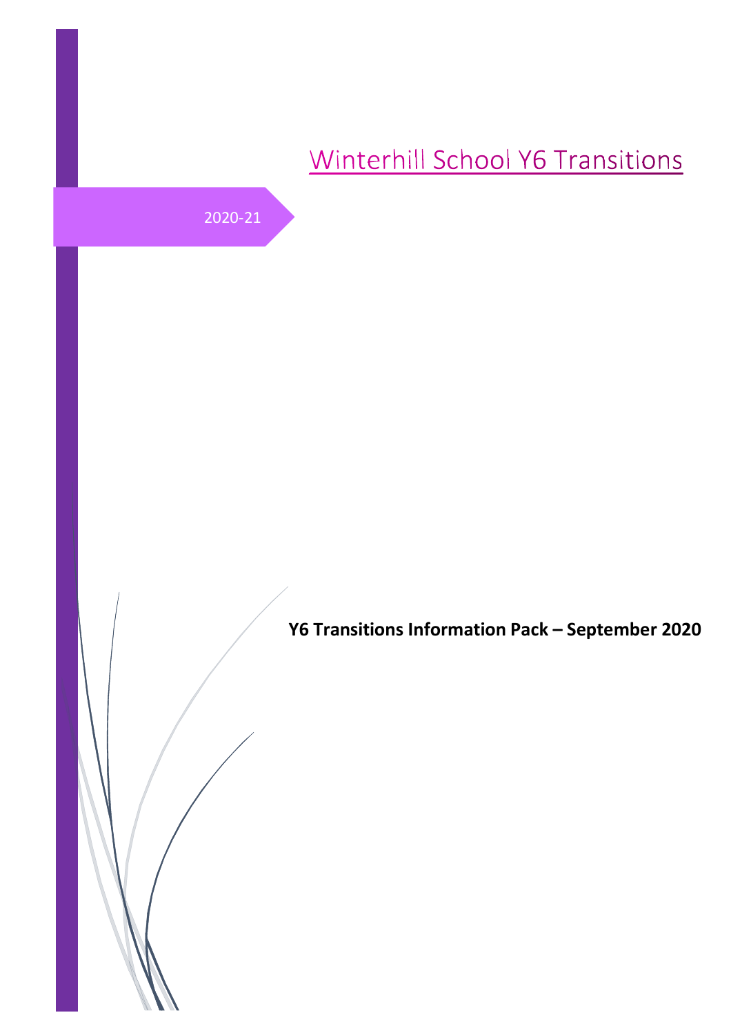# Winterhill School Y6 Transitions

2020-21

**Y6 Transitions Information Pack – September 2020**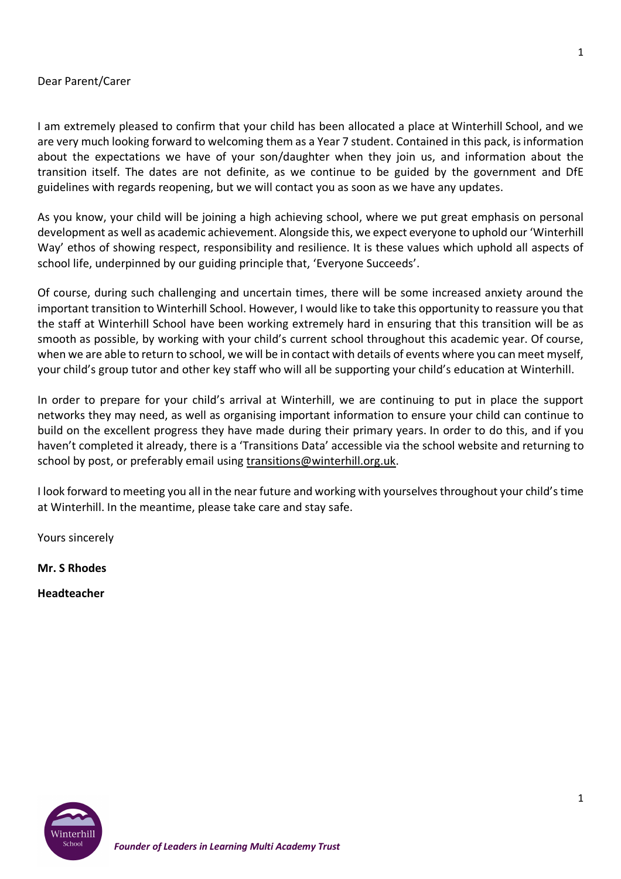Dear Parent/Carer

I am extremely pleased to confirm that your child has been allocated a place at Winterhill School, and we are very much looking forward to welcoming them as a Year 7 student. Contained in this pack, is information about the expectations we have of your son/daughter when they join us, and information about the transition itself. The dates are not definite, as we continue to be guided by the government and DfE guidelines with regards reopening, but we will contact you as soon as we have any updates.

As you know, your child will be joining a high achieving school, where we put great emphasis on personal development as well as academic achievement. Alongside this, we expect everyone to uphold our 'Winterhill Way' ethos of showing respect, responsibility and resilience. It is these values which uphold all aspects of school life, underpinned by our guiding principle that, 'Everyone Succeeds'.

Of course, during such challenging and uncertain times, there will be some increased anxiety around the important transition to Winterhill School. However, I would like to take this opportunity to reassure you that the staff at Winterhill School have been working extremely hard in ensuring that this transition will be as smooth as possible, by working with your child's current school throughout this academic year. Of course, when we are able to return to school, we will be in contact with details of events where you can meet myself, your child's group tutor and other key staff who will all be supporting your child's education at Winterhill.

In order to prepare for your child's arrival at Winterhill, we are continuing to put in place the support networks they may need, as well as organising important information to ensure your child can continue to build on the excellent progress they have made during their primary years. In order to do this, and if you haven't completed it already, there is a 'Transitions Data' accessible via the school website and returning to school by post, or preferably email using transitions@winterhill.org.uk.

I look forward to meeting you all in the near future and working with yourselves throughout your child's time at Winterhill. In the meantime, please take care and stay safe.

Yours sincerely

**Mr. S Rhodes**

**Headteacher**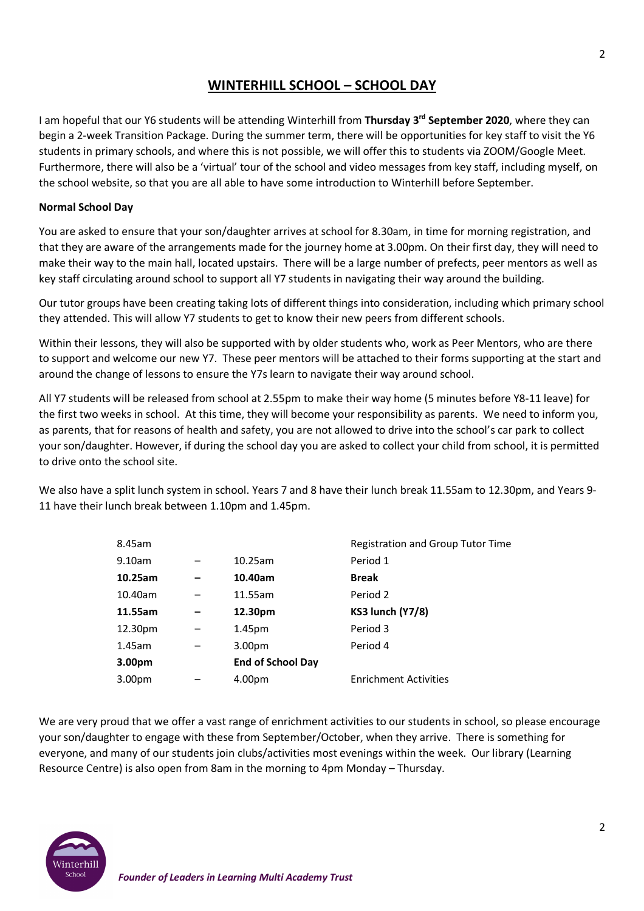## WINTERHILL SCHOOL – SCHOOL DAY

I am hopeful that our Y6 students will be attending Winterhill from **Thursday 3rd September 2020**, where they can begin a 2-week Transition Package. During the summer term, there will be opportunities for key staff to visit the Y6 students in primary schools, and where this is not possible, we will offer this to students via ZOOM/Google Meet. Furthermore, there will also be a 'virtual' tour of the school and video messages from key staff, including myself, on the school website, so that you are all able to have some introduction to Winterhill before September.

**Normal School Day**

You are asked to ensure that your son/daughter arrives at school for 8.30am, in time for morning registration, and that they are aware of the arrangements made for the journey home at 3.00pm. On their first day, they will need to make their way to the main hall, located upstairs. There will be a large number of prefects, peer mentors as well as key staff circulating around school to support all Y7 students in navigating their way around the building.

Our tutor groups have been creating taking lots of different things into consideration, including which primary school they attended. This will allow Y7 students to get to know their new peers from different schools.

Within their lessons, they will also be supported with by older students who, work as Peer Mentors, who are there to support and welcome our new Y7. These peer mentors will be attached to their forms supporting at the start and around the change of lessons to ensure the Y7s learn to navigate their way around school.

All Y7 students will be released from school at 2.55pm to make their way home (5 minutes before Y8-11 leave) for the first two weeks in school. At this time, they will become your responsibility as parents. We need to inform you, as parents, that for reasons of health and safety, you are not allowed to drive into the school's car park to collect your son/daughter. However, if during the school day you are asked to collect your child from school, it is permitted to drive onto the school site.

We also have a split lunch system in school. Years 7 and 8 have their lunch break 11.55am to 12.30pm, and Years 9-11 have their lunch break between 1.10pm and 1.45pm.

| | | | |
|---|---|---|---|
| 8.45am | | | Registration and Group Tutor Time |
| 9.10am | – | 10.25am | Period 1 |
| **10.25am** | **–** | **10.40am** | **Break** |
| 10.40am | – | 11.55am | Period 2 |
| **11.55am** | **–** | **12.30pm** | **KS3 lunch (Y7/8)** |
| 12.30pm | – | 1.45pm | Period 3 |
| 1.45am | – | 3.00pm | Period 4 |
| **3.00pm** | | **End of School Day** | |
| 3.00pm | – | 4.00pm | Enrichment Activities |

We are very proud that we offer a vast range of enrichment activities to our students in school, so please encourage your son/daughter to engage with these from September/October, when they arrive. There is something for everyone, and many of our students join clubs/activities most evenings within the week. Our library (Learning Resource Centre) is also open from 8am in the morning to 4pm Monday – Thursday.

*Founder of Leaders in Learning Multi Academy Trust*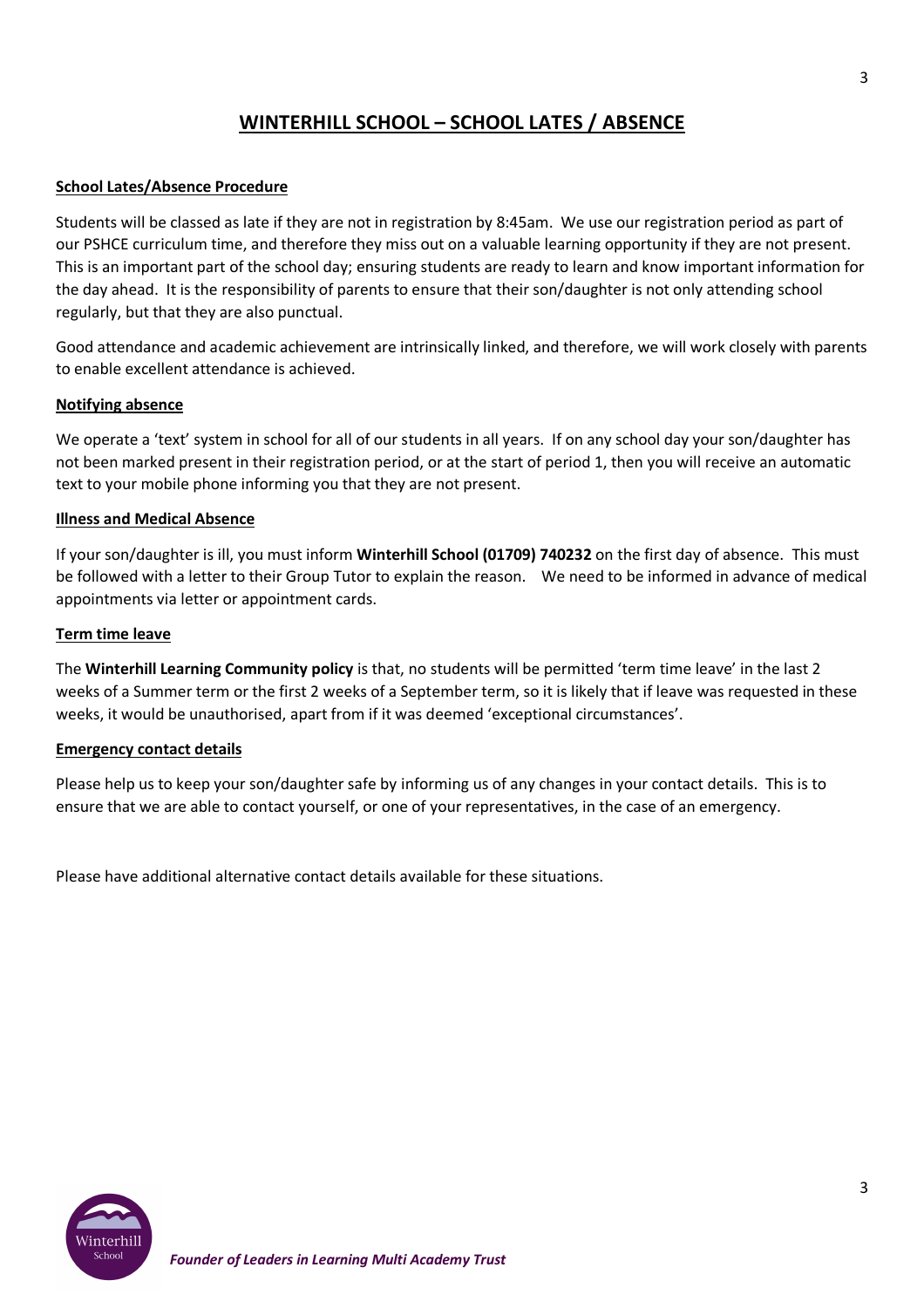# WINTERHILL SCHOOL – SCHOOL LATES / ABSENCE

**School Lates/Absence Procedure**

Students will be classed as late if they are not in registration by 8:45am. We use our registration period as part of our PSHCE curriculum time, and therefore they miss out on a valuable learning opportunity if they are not present. This is an important part of the school day; ensuring students are ready to learn and know important information for the day ahead. It is the responsibility of parents to ensure that their son/daughter is not only attending school regularly, but that they are also punctual.

Good attendance and academic achievement are intrinsically linked, and therefore, we will work closely with parents to enable excellent attendance is achieved.

**Notifying absence**

We operate a 'text' system in school for all of our students in all years. If on any school day your son/daughter has not been marked present in their registration period, or at the start of period 1, then you will receive an automatic text to your mobile phone informing you that they are not present.

**Illness and Medical Absence**

If your son/daughter is ill, you must inform **Winterhill School (01709) 740232** on the first day of absence. This must be followed with a letter to their Group Tutor to explain the reason. We need to be informed in advance of medical appointments via letter or appointment cards.

**Term time leave**

The **Winterhill Learning Community policy** is that, no students will be permitted 'term time leave' in the last 2 weeks of a Summer term or the first 2 weeks of a September term, so it is likely that if leave was requested in these weeks, it would be unauthorised, apart from if it was deemed 'exceptional circumstances'.

**Emergency contact details**

Please help us to keep your son/daughter safe by informing us of any changes in your contact details. This is to ensure that we are able to contact yourself, or one of your representatives, in the case of an emergency.

Please have additional alternative contact details available for these situations.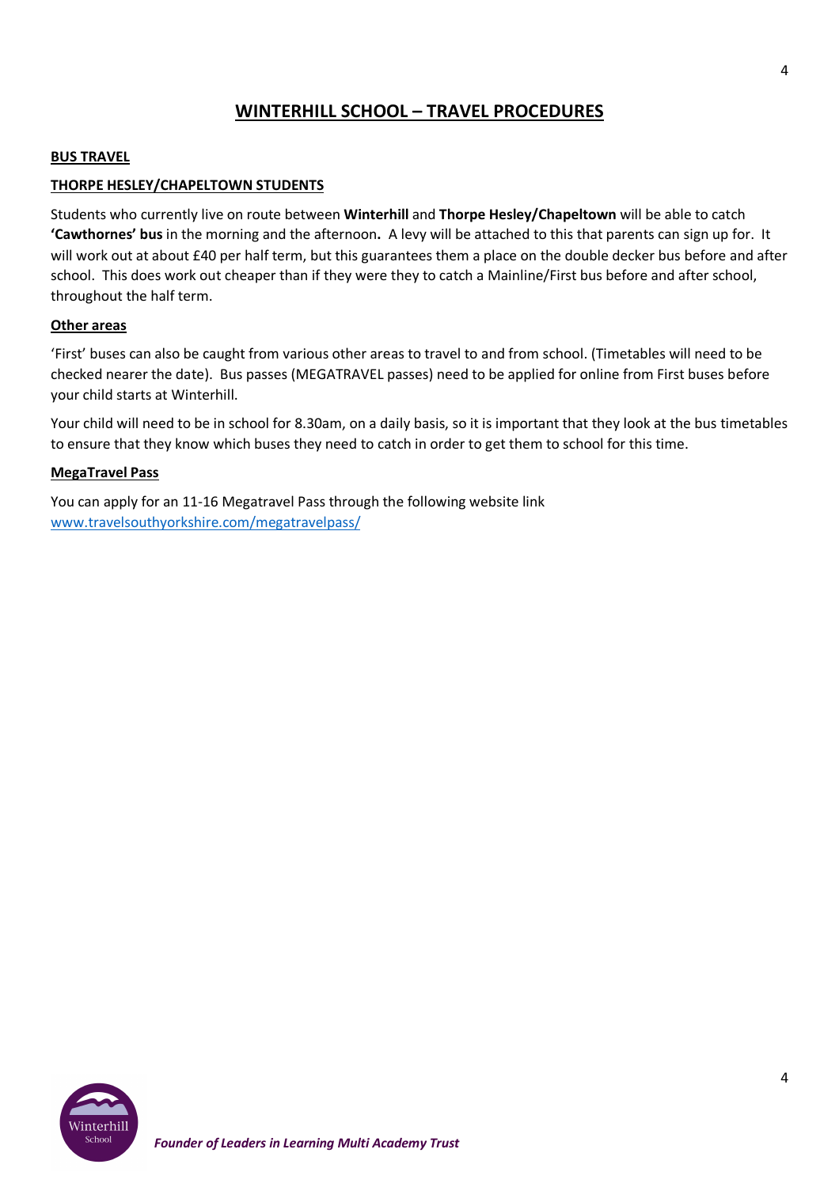# WINTERHILL SCHOOL – TRAVEL PROCEDURES

## BUS TRAVEL

### THORPE HESLEY/CHAPELTOWN STUDENTS

Students who currently live on route between **Winterhill** and **Thorpe Hesley/Chapeltown** will be able to catch **'Cawthornes' bus** in the morning and the afternoon**.** A levy will be attached to this that parents can sign up for. It will work out at about £40 per half term, but this guarantees them a place on the double decker bus before and after school. This does work out cheaper than if they were they to catch a Mainline/First bus before and after school, throughout the half term.

### Other areas

'First' buses can also be caught from various other areas to travel to and from school. (Timetables will need to be checked nearer the date). Bus passes (MEGATRAVEL passes) need to be applied for online from First buses before your child starts at Winterhill.

Your child will need to be in school for 8.30am, on a daily basis, so it is important that they look at the bus timetables to ensure that they know which buses they need to catch in order to get them to school for this time.

### MegaTravel Pass

You can apply for an 11-16 Megatravel Pass through the following website link [www.travelsouthyorkshire.com/megatravelpass/](http://www.travelsouthyorkshire.com/megatravelpass/)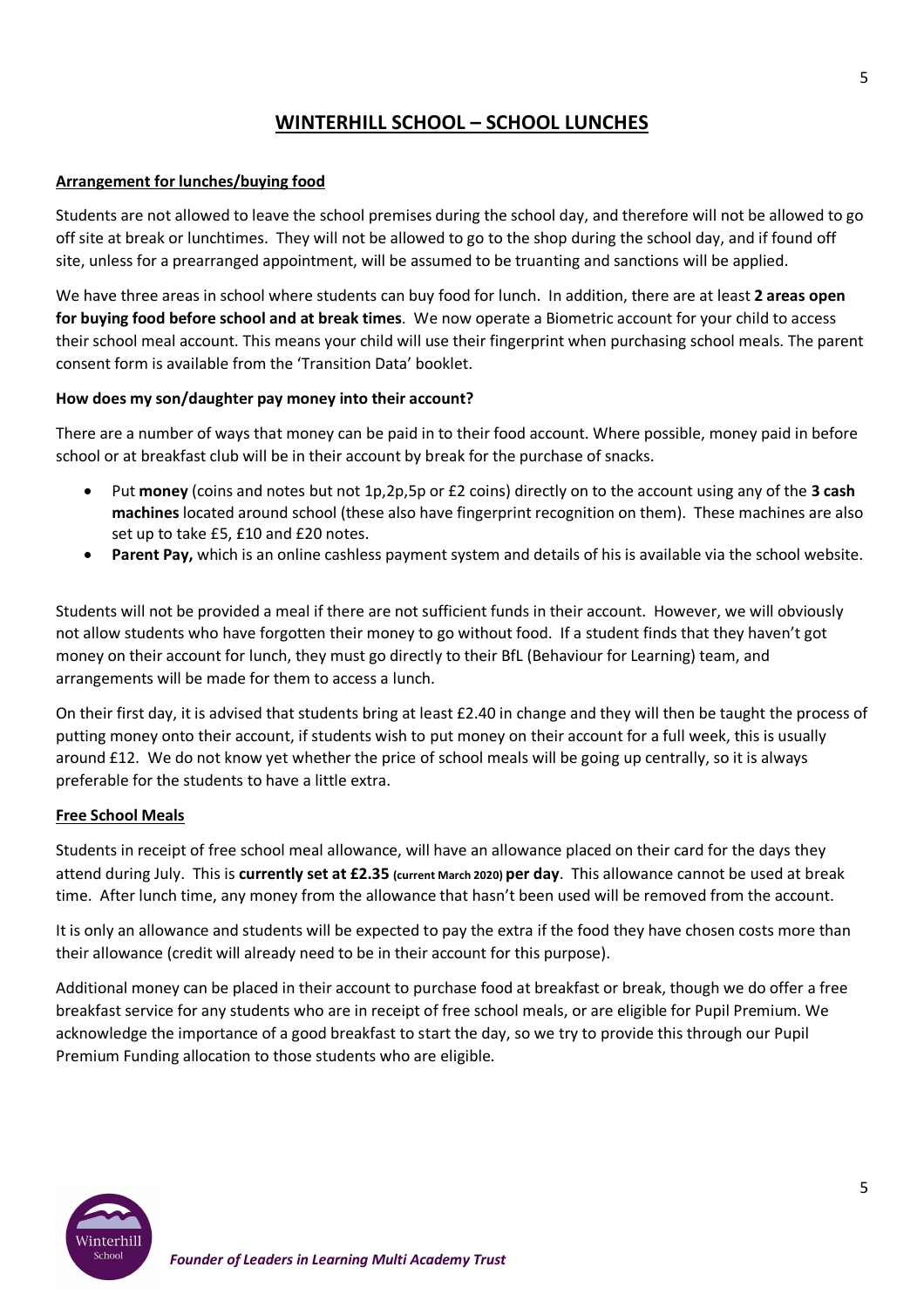# WINTERHILL SCHOOL – SCHOOL LUNCHES

**Arrangement for lunches/buying food**

Students are not allowed to leave the school premises during the school day, and therefore will not be allowed to go off site at break or lunchtimes. They will not be allowed to go to the shop during the school day, and if found off site, unless for a prearranged appointment, will be assumed to be truanting and sanctions will be applied.

We have three areas in school where students can buy food for lunch. In addition, there are at least **2 areas open for buying food before school and at break times**. We now operate a Biometric account for your child to access their school meal account. This means your child will use their fingerprint when purchasing school meals. The parent consent form is available from the 'Transition Data' booklet.

**How does my son/daughter pay money into their account?**

There are a number of ways that money can be paid in to their food account. Where possible, money paid in before school or at breakfast club will be in their account by break for the purchase of snacks.

- Put **money** (coins and notes but not 1p,2p,5p or £2 coins) directly on to the account using any of the **3 cash machines** located around school (these also have fingerprint recognition on them). These machines are also set up to take £5, £10 and £20 notes.
- **Parent Pay,** which is an online cashless payment system and details of his is available via the school website.

Students will not be provided a meal if there are not sufficient funds in their account. However, we will obviously not allow students who have forgotten their money to go without food. If a student finds that they haven't got money on their account for lunch, they must go directly to their BfL (Behaviour for Learning) team, and arrangements will be made for them to access a lunch.

On their first day, it is advised that students bring at least £2.40 in change and they will then be taught the process of putting money onto their account, if students wish to put money on their account for a full week, this is usually around £12. We do not know yet whether the price of school meals will be going up centrally, so it is always preferable for the students to have a little extra.

**Free School Meals**

Students in receipt of free school meal allowance, will have an allowance placed on their card for the days they attend during July. This is **currently set at £2.35** **(current March 2020)** **per day**. This allowance cannot be used at break time. After lunch time, any money from the allowance that hasn't been used will be removed from the account.

It is only an allowance and students will be expected to pay the extra if the food they have chosen costs more than their allowance (credit will already need to be in their account for this purpose).

Additional money can be placed in their account to purchase food at breakfast or break, though we do offer a free breakfast service for any students who are in receipt of free school meals, or are eligible for Pupil Premium. We acknowledge the importance of a good breakfast to start the day, so we try to provide this through our Pupil Premium Funding allocation to those students who are eligible.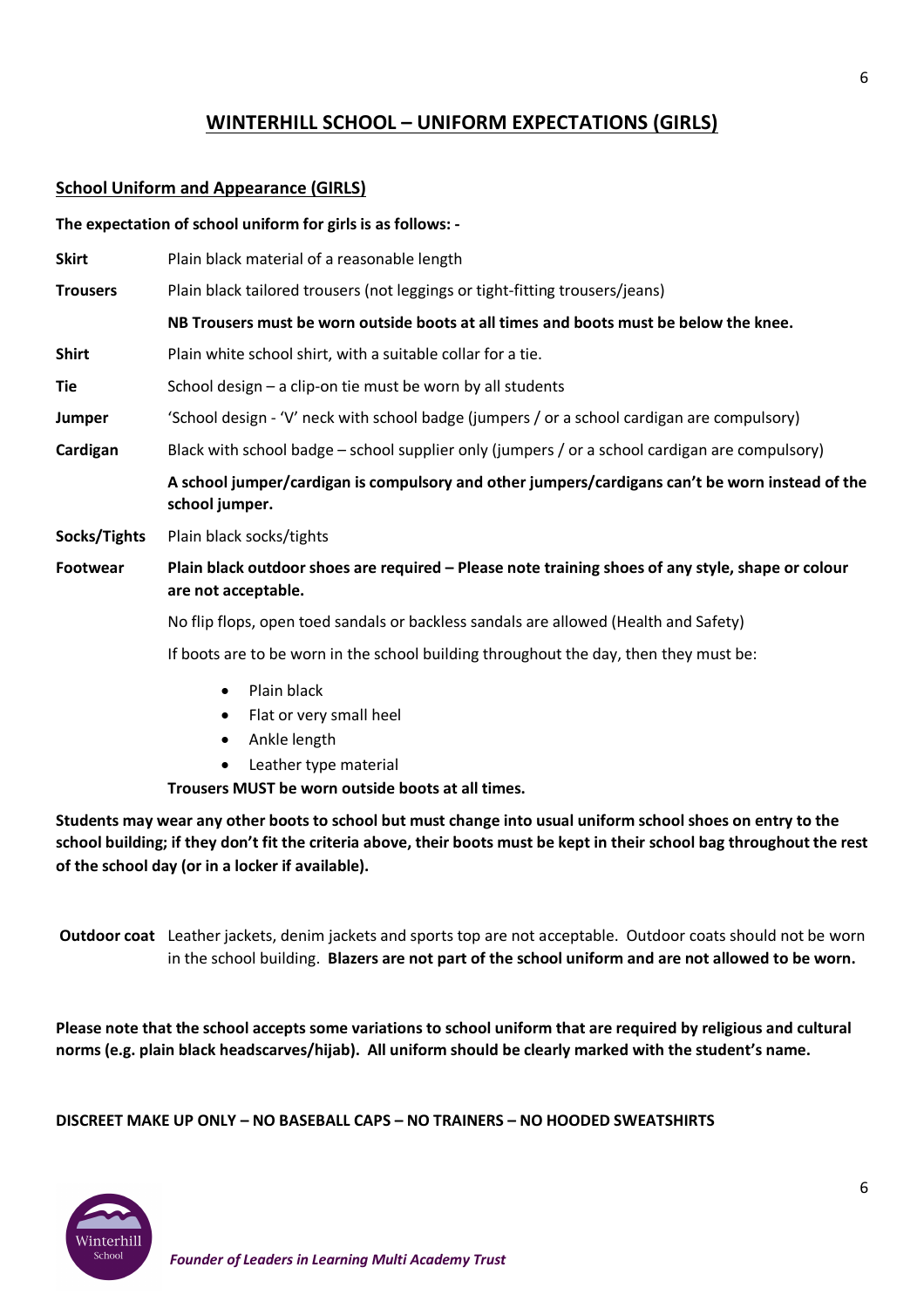# WINTERHILL SCHOOL – UNIFORM EXPECTATIONS (GIRLS)

## School Uniform and Appearance (GIRLS)

**The expectation of school uniform for girls is as follows: -**

**Skirt** Plain black material of a reasonable length

**Trousers** Plain black tailored trousers (not leggings or tight-fitting trousers/jeans)

**NB Trousers must be worn outside boots at all times and boots must be below the knee.**

**Shirt** Plain white school shirt, with a suitable collar for a tie.

**Tie** School design – a clip-on tie must be worn by all students

**Jumper** 'School design - 'V' neck with school badge (jumpers / or a school cardigan are compulsory)

**Cardigan** Black with school badge – school supplier only (jumpers / or a school cardigan are compulsory)

**A school jumper/cardigan is compulsory and other jumpers/cardigans can't be worn instead of the school jumper.**

**Socks/Tights** Plain black socks/tights

**Footwear** **Plain black outdoor shoes are required – Please note training shoes of any style, shape or colour are not acceptable.**

No flip flops, open toed sandals or backless sandals are allowed (Health and Safety)

If boots are to be worn in the school building throughout the day, then they must be:

- Plain black
- Flat or very small heel
- Ankle length
- Leather type material

**Trousers MUST be worn outside boots at all times.**

**Students may wear any other boots to school but must change into usual uniform school shoes on entry to the school building; if they don't fit the criteria above, their boots must be kept in their school bag throughout the rest of the school day (or in a locker if available).**

**Outdoor coat** Leather jackets, denim jackets and sports top are not acceptable. Outdoor coats should not be worn in the school building. **Blazers are not part of the school uniform and are not allowed to be worn.**

**Please note that the school accepts some variations to school uniform that are required by religious and cultural norms (e.g. plain black headscarves/hijab). All uniform should be clearly marked with the student's name.**

**DISCREET MAKE UP ONLY – NO BASEBALL CAPS – NO TRAINERS – NO HOODED SWEATSHIRTS**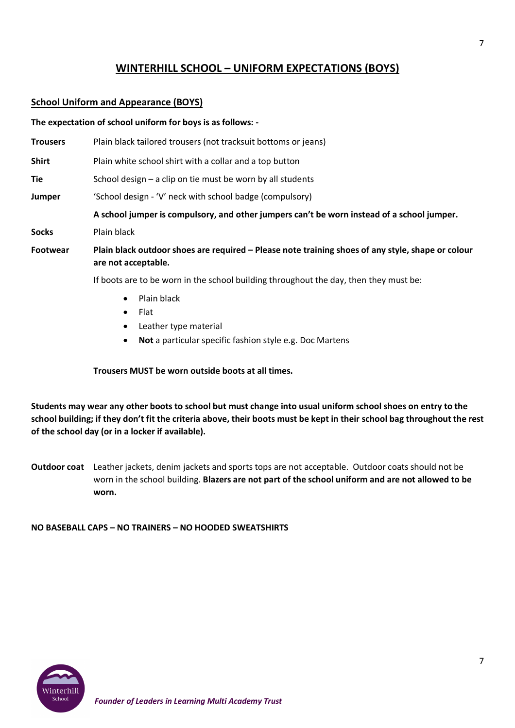# WINTERHILL SCHOOL – UNIFORM EXPECTATIONS (BOYS)

## School Uniform and Appearance (BOYS)

**The expectation of school uniform for boys is as follows: -**

**Trousers** Plain black tailored trousers (not tracksuit bottoms or jeans)

**Shirt** Plain white school shirt with a collar and a top button

**Tie** School design – a clip on tie must be worn by all students

**Jumper** 'School design - 'V' neck with school badge (compulsory)

**A school jumper is compulsory, and other jumpers can't be worn instead of a school jumper.**

**Socks** Plain black

**Footwear** **Plain black outdoor shoes are required – Please note training shoes of any style, shape or colour are not acceptable.**

If boots are to be worn in the school building throughout the day, then they must be:

- Plain black
- Flat
- Leather type material
- **Not** a particular specific fashion style e.g. Doc Martens

**Trousers MUST be worn outside boots at all times.**

**Students may wear any other boots to school but must change into usual uniform school shoes on entry to the school building; if they don't fit the criteria above, their boots must be kept in their school bag throughout the rest of the school day (or in a locker if available).**

**Outdoor coat** Leather jackets, denim jackets and sports tops are not acceptable. Outdoor coats should not be worn in the school building. **Blazers are not part of the school uniform and are not allowed to be worn.**

**NO BASEBALL CAPS – NO TRAINERS – NO HOODED SWEATSHIRTS**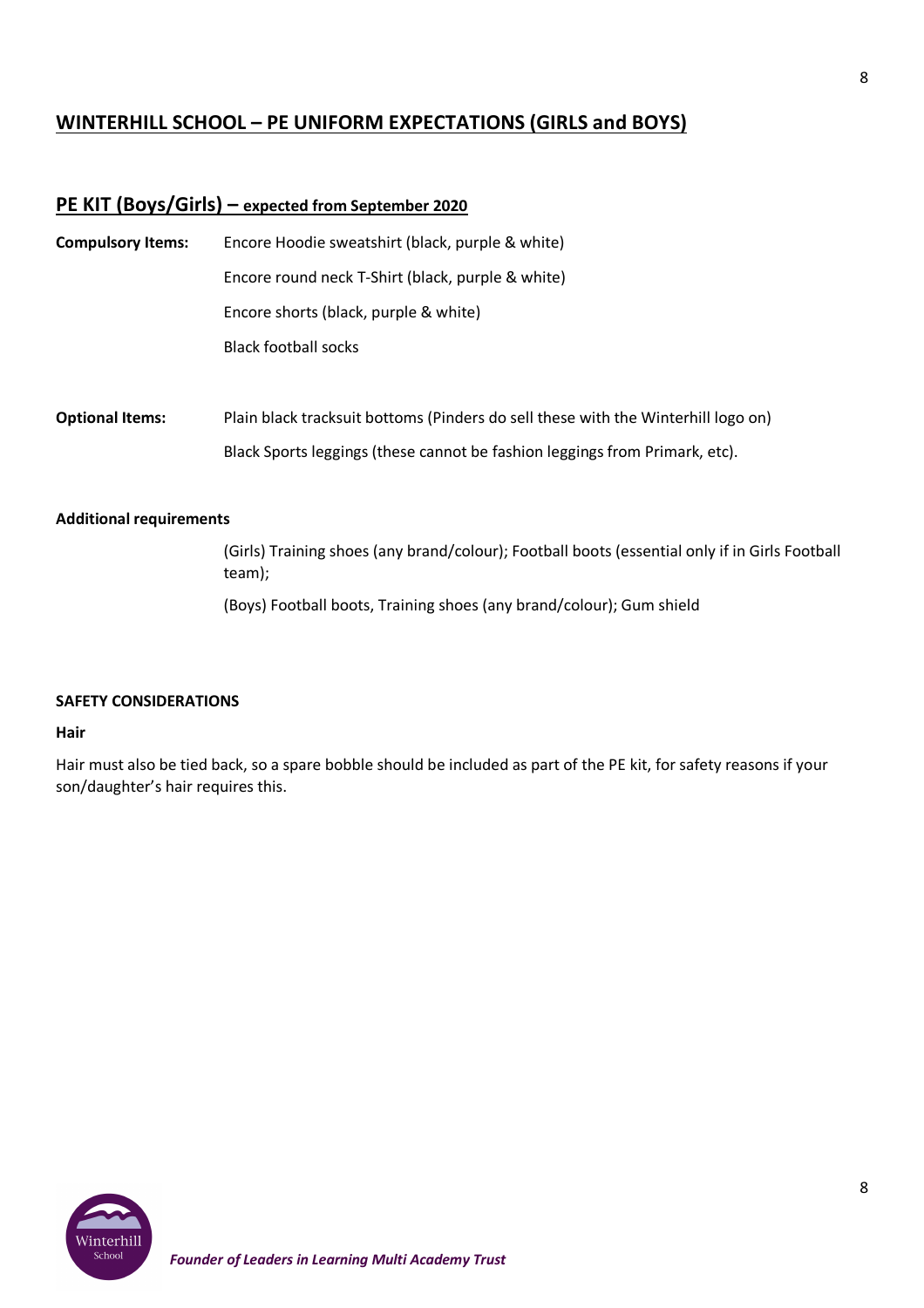## WINTERHILL SCHOOL – PE UNIFORM EXPECTATIONS (GIRLS and BOYS)

### PE KIT (Boys/Girls) – expected from September 2020

**Compulsory Items:**

- Encore Hoodie sweatshirt (black, purple & white)
- Encore round neck T-Shirt (black, purple & white)
- Encore shorts (black, purple & white)
- Black football socks

**Optional Items:**

- Plain black tracksuit bottoms (Pinders do sell these with the Winterhill logo on)
- Black Sports leggings (these cannot be fashion leggings from Primark, etc).

**Additional requirements**

(Girls) Training shoes (any brand/colour); Football boots (essential only if in Girls Football team);

(Boys) Football boots, Training shoes (any brand/colour); Gum shield

**SAFETY CONSIDERATIONS**

**Hair**

Hair must also be tied back, so a spare bobble should be included as part of the PE kit, for safety reasons if your son/daughter's hair requires this.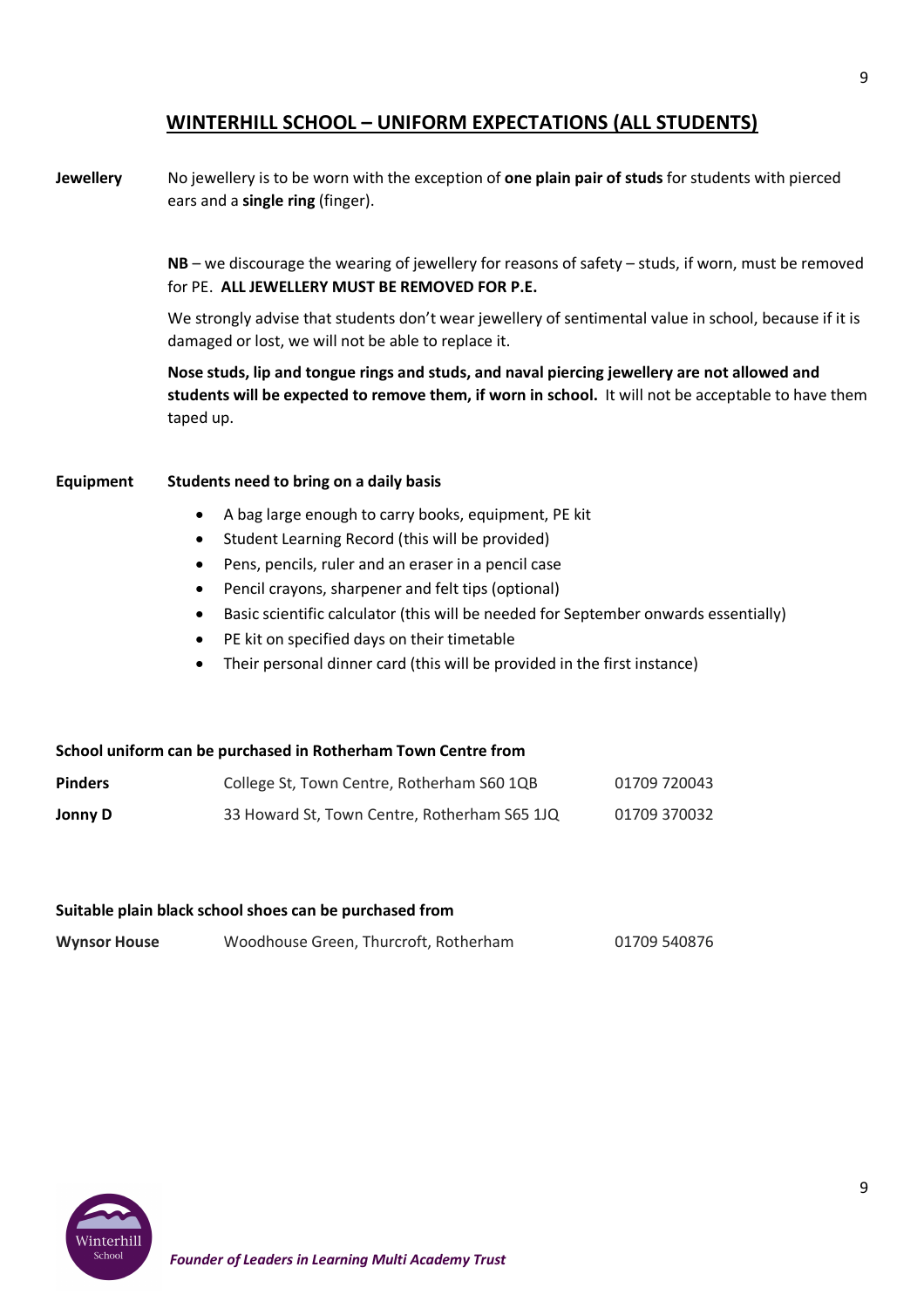## WINTERHILL SCHOOL – UNIFORM EXPECTATIONS (ALL STUDENTS)

**Jewellery**

No jewellery is to be worn with the exception of **one plain pair of studs** for students with pierced ears and a **single ring** (finger).

**NB** – we discourage the wearing of jewellery for reasons of safety – studs, if worn, must be removed for PE. **ALL JEWELLERY MUST BE REMOVED FOR P.E.**

We strongly advise that students don't wear jewellery of sentimental value in school, because if it is damaged or lost, we will not be able to replace it.

**Nose studs, lip and tongue rings and studs, and naval piercing jewellery are not allowed and students will be expected to remove them, if worn in school.** It will not be acceptable to have them taped up.

**Equipment**

**Students need to bring on a daily basis**

- A bag large enough to carry books, equipment, PE kit
- Student Learning Record (this will be provided)
- Pens, pencils, ruler and an eraser in a pencil case
- Pencil crayons, sharpener and felt tips (optional)
- Basic scientific calculator (this will be needed for September onwards essentially)
- PE kit on specified days on their timetable
- Their personal dinner card (this will be provided in the first instance)

**School uniform can be purchased in Rotherham Town Centre from**

| | | |
|---|---|---|
| **Pinders** | College St, Town Centre, Rotherham S60 1QB | 01709 720043 |
| **Jonny D** | 33 Howard St, Town Centre, Rotherham S65 1JQ | 01709 370032 |

**Suitable plain black school shoes can be purchased from**

| | | |
|---|---|---|
| **Wynsor House** | Woodhouse Green, Thurcroft, Rotherham | 01709 540876 |

*Founder of Leaders in Learning Multi Academy Trust*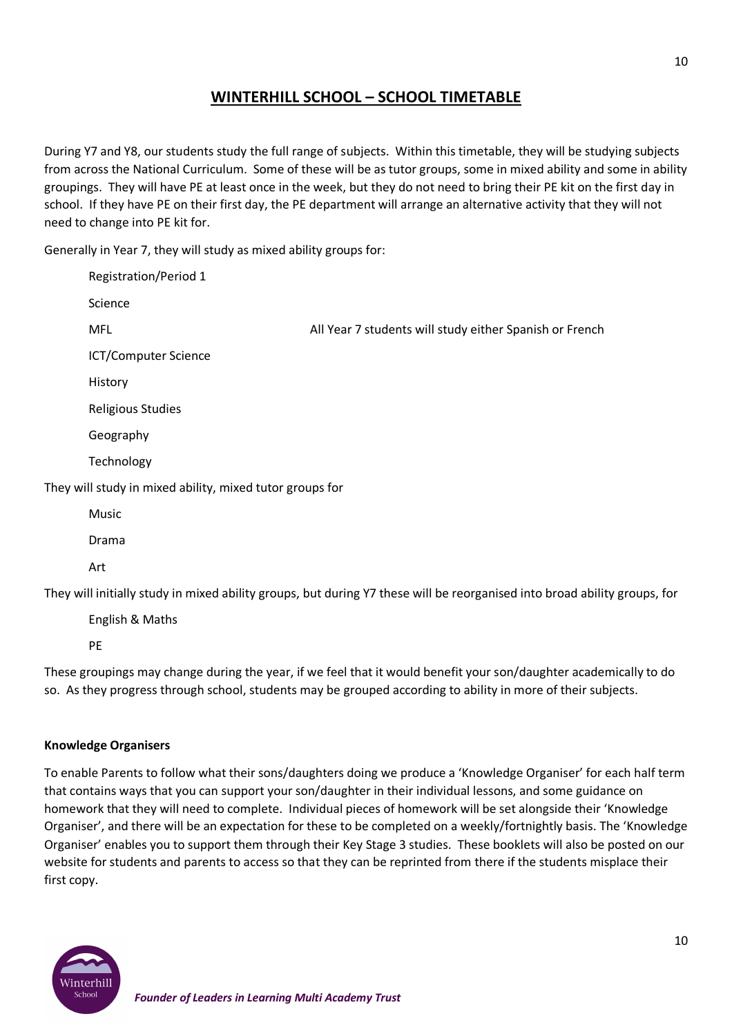## WINTERHILL SCHOOL – SCHOOL TIMETABLE

During Y7 and Y8, our students study the full range of subjects. Within this timetable, they will be studying subjects from across the National Curriculum. Some of these will be as tutor groups, some in mixed ability and some in ability groupings. They will have PE at least once in the week, but they do not need to bring their PE kit on the first day in school. If they have PE on their first day, the PE department will arrange an alternative activity that they will not need to change into PE kit for.

Generally in Year 7, they will study as mixed ability groups for:

- Registration/Period 1
- Science
- MFL — All Year 7 students will study either Spanish or French
- ICT/Computer Science
- History
- Religious Studies
- Geography
- Technology

They will study in mixed ability, mixed tutor groups for

- Music
- Drama
- Art

They will initially study in mixed ability groups, but during Y7 these will be reorganised into broad ability groups, for

- English & Maths
- PE

These groupings may change during the year, if we feel that it would benefit your son/daughter academically to do so. As they progress through school, students may be grouped according to ability in more of their subjects.

**Knowledge Organisers**

To enable Parents to follow what their sons/daughters doing we produce a 'Knowledge Organiser' for each half term that contains ways that you can support your son/daughter in their individual lessons, and some guidance on homework that they will need to complete. Individual pieces of homework will be set alongside their 'Knowledge Organiser', and there will be an expectation for these to be completed on a weekly/fortnightly basis. The 'Knowledge Organiser' enables you to support them through their Key Stage 3 studies. These booklets will also be posted on our website for students and parents to access so that they can be reprinted from there if the students misplace their first copy.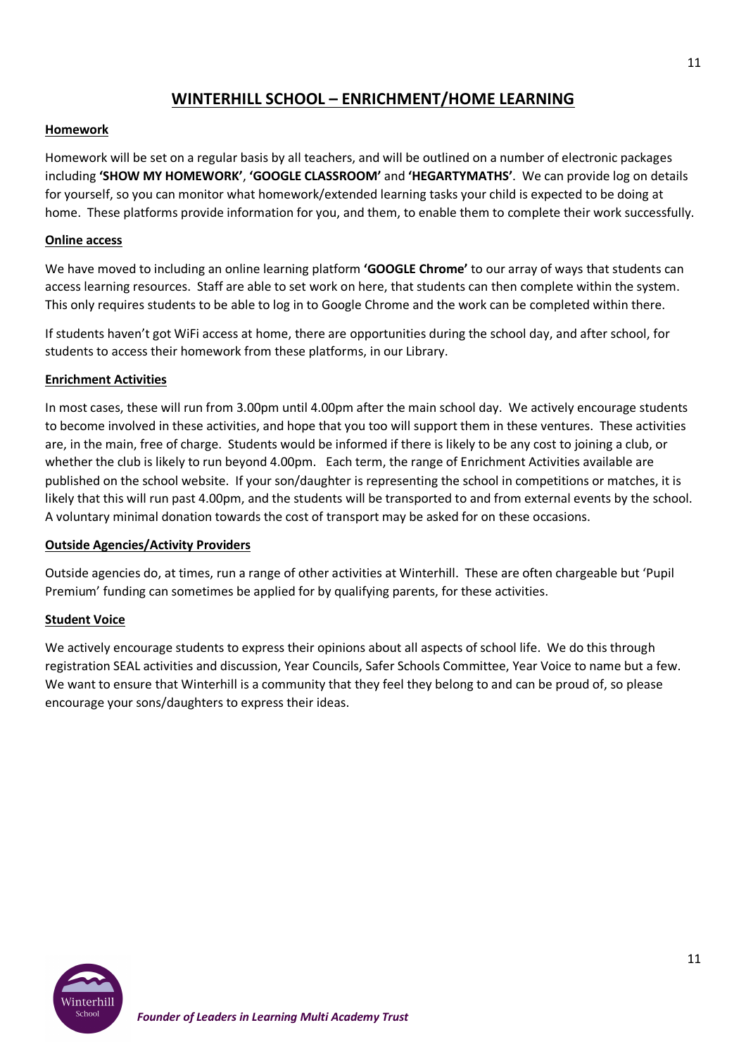# WINTERHILL SCHOOL – ENRICHMENT/HOME LEARNING

## Homework

Homework will be set on a regular basis by all teachers, and will be outlined on a number of electronic packages including **'SHOW MY HOMEWORK'**, **'GOOGLE CLASSROOM'** and **'HEGARTYMATHS'**. We can provide log on details for yourself, so you can monitor what homework/extended learning tasks your child is expected to be doing at home. These platforms provide information for you, and them, to enable them to complete their work successfully.

## Online access

We have moved to including an online learning platform **'GOOGLE Chrome'** to our array of ways that students can access learning resources. Staff are able to set work on here, that students can then complete within the system. This only requires students to be able to log in to Google Chrome and the work can be completed within there.

If students haven't got WiFi access at home, there are opportunities during the school day, and after school, for students to access their homework from these platforms, in our Library.

## Enrichment Activities

In most cases, these will run from 3.00pm until 4.00pm after the main school day. We actively encourage students to become involved in these activities, and hope that you too will support them in these ventures. These activities are, in the main, free of charge. Students would be informed if there is likely to be any cost to joining a club, or whether the club is likely to run beyond 4.00pm. Each term, the range of Enrichment Activities available are published on the school website. If your son/daughter is representing the school in competitions or matches, it is likely that this will run past 4.00pm, and the students will be transported to and from external events by the school. A voluntary minimal donation towards the cost of transport may be asked for on these occasions.

## Outside Agencies/Activity Providers

Outside agencies do, at times, run a range of other activities at Winterhill. These are often chargeable but 'Pupil Premium' funding can sometimes be applied for by qualifying parents, for these activities.

## Student Voice

We actively encourage students to express their opinions about all aspects of school life. We do this through registration SEAL activities and discussion, Year Councils, Safer Schools Committee, Year Voice to name but a few. We want to ensure that Winterhill is a community that they feel they belong to and can be proud of, so please encourage your sons/daughters to express their ideas.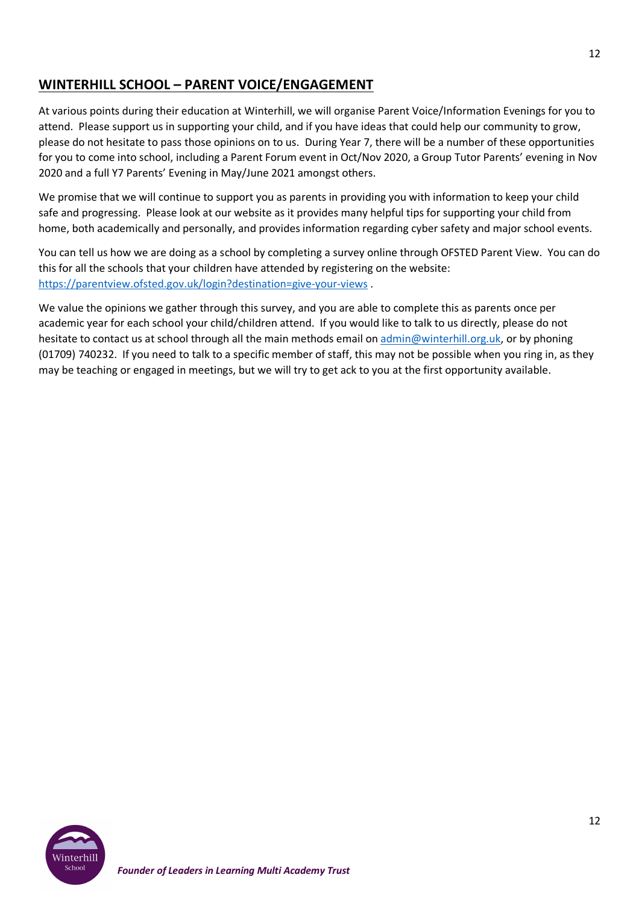## WINTERHILL SCHOOL – PARENT VOICE/ENGAGEMENT

At various points during their education at Winterhill, we will organise Parent Voice/Information Evenings for you to attend. Please support us in supporting your child, and if you have ideas that could help our community to grow, please do not hesitate to pass those opinions on to us. During Year 7, there will be a number of these opportunities for you to come into school, including a Parent Forum event in Oct/Nov 2020, a Group Tutor Parents' evening in Nov 2020 and a full Y7 Parents' Evening in May/June 2021 amongst others.

We promise that we will continue to support you as parents in providing you with information to keep your child safe and progressing. Please look at our website as it provides many helpful tips for supporting your child from home, both academically and personally, and provides information regarding cyber safety and major school events.

You can tell us how we are doing as a school by completing a survey online through OFSTED Parent View. You can do this for all the schools that your children have attended by registering on the website: [https://parentview.ofsted.gov.uk/login?destination=give-your-views](https://parentview.ofsted.gov.uk/login?destination=give-your-views) .

We value the opinions we gather through this survey, and you are able to complete this as parents once per academic year for each school your child/children attend. If you would like to talk to us directly, please do not hesitate to contact us at school through all the main methods email on [admin@winterhill.org.uk](mailto:admin@winterhill.org.uk), or by phoning (01709) 740232. If you need to talk to a specific member of staff, this may not be possible when you ring in, as they may be teaching or engaged in meetings, but we will try to get ack to you at the first opportunity available.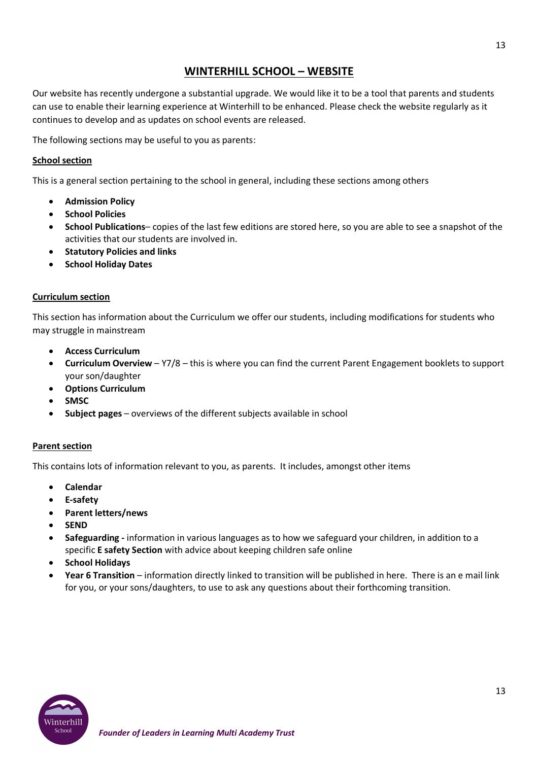# WINTERHILL SCHOOL – WEBSITE

Our website has recently undergone a substantial upgrade. We would like it to be a tool that parents and students can use to enable their learning experience at Winterhill to be enhanced. Please check the website regularly as it continues to develop and as updates on school events are released.

The following sections may be useful to you as parents:

**School section**

This is a general section pertaining to the school in general, including these sections among others

- **Admission Policy**
- **School Policies**
- **School Publications**– copies of the last few editions are stored here, so you are able to see a snapshot of the activities that our students are involved in.
- **Statutory Policies and links**
- **School Holiday Dates**

**Curriculum section**

This section has information about the Curriculum we offer our students, including modifications for students who may struggle in mainstream

- **Access Curriculum**
- **Curriculum Overview** – Y7/8 – this is where you can find the current Parent Engagement booklets to support your son/daughter
- **Options Curriculum**
- **SMSC**
- **Subject pages** – overviews of the different subjects available in school

**Parent section**

This contains lots of information relevant to you, as parents. It includes, amongst other items

- **Calendar**
- **E-safety**
- **Parent letters/news**
- **SEND**
- **Safeguarding -** information in various languages as to how we safeguard your children, in addition to a specific **E safety Section** with advice about keeping children safe online
- **School Holidays**
- **Year 6 Transition** – information directly linked to transition will be published in here. There is an e mail link for you, or your sons/daughters, to use to ask any questions about their forthcoming transition.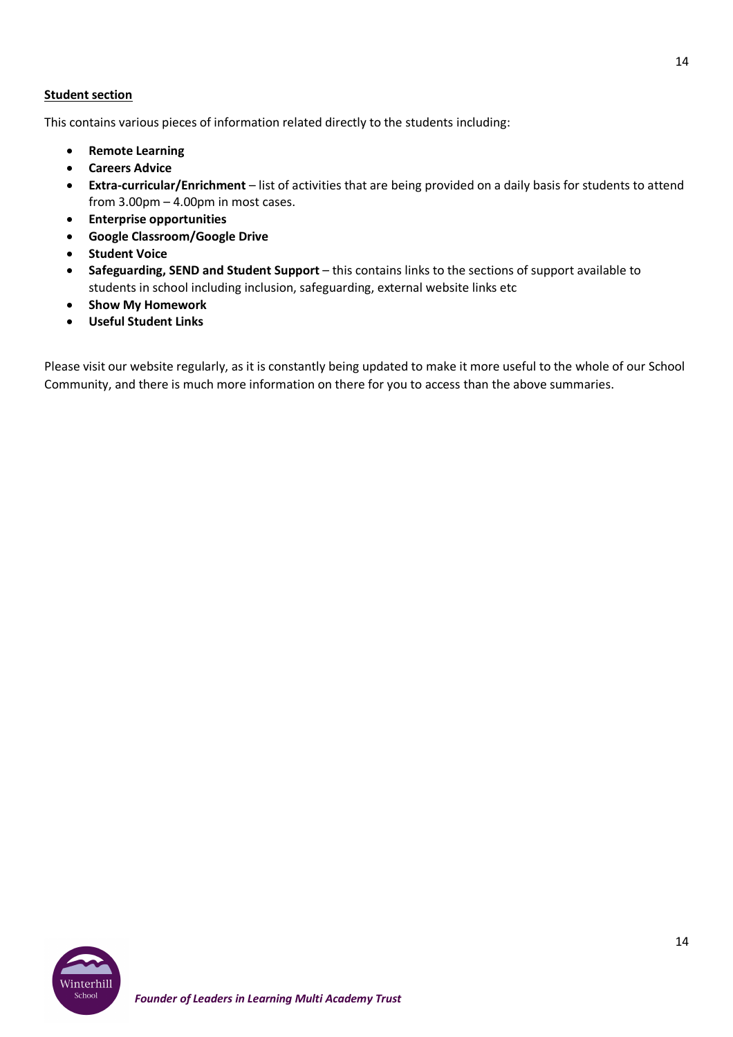**Student section**

This contains various pieces of information related directly to the students including:

- **Remote Learning**
- **Careers Advice**
- **Extra-curricular/Enrichment** – list of activities that are being provided on a daily basis for students to attend from 3.00pm – 4.00pm in most cases.
- **Enterprise opportunities**
- **Google Classroom/Google Drive**
- **Student Voice**
- **Safeguarding, SEND and Student Support** – this contains links to the sections of support available to students in school including inclusion, safeguarding, external website links etc
- **Show My Homework**
- **Useful Student Links**

Please visit our website regularly, as it is constantly being updated to make it more useful to the whole of our School Community, and there is much more information on there for you to access than the above summaries.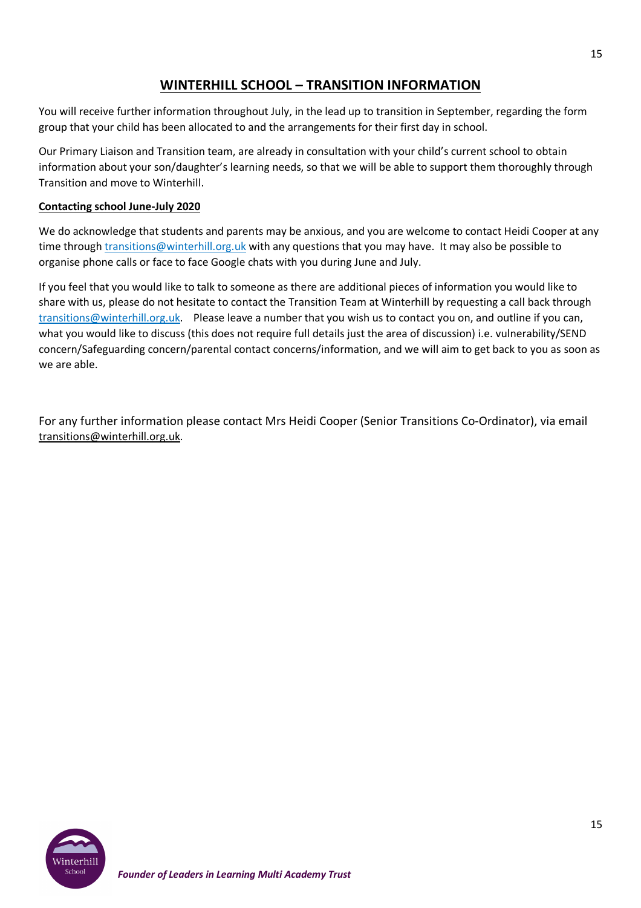# WINTERHILL SCHOOL – TRANSITION INFORMATION

You will receive further information throughout July, in the lead up to transition in September, regarding the form group that your child has been allocated to and the arrangements for their first day in school.

Our Primary Liaison and Transition team, are already in consultation with your child's current school to obtain information about your son/daughter's learning needs, so that we will be able to support them thoroughly through Transition and move to Winterhill.

**Contacting school June-July 2020**

We do acknowledge that students and parents may be anxious, and you are welcome to contact Heidi Cooper at any time through transitions@winterhill.org.uk with any questions that you may have. It may also be possible to organise phone calls or face to face Google chats with you during June and July.

If you feel that you would like to talk to someone as there are additional pieces of information you would like to share with us, please do not hesitate to contact the Transition Team at Winterhill by requesting a call back through transitions@winterhill.org.uk. Please leave a number that you wish us to contact you on, and outline if you can, what you would like to discuss (this does not require full details just the area of discussion) i.e. vulnerability/SEND concern/Safeguarding concern/parental contact concerns/information, and we will aim to get back to you as soon as we are able.

For any further information please contact Mrs Heidi Cooper (Senior Transitions Co-Ordinator), via email transitions@winterhill.org.uk.

*Founder of Leaders in Learning Multi Academy Trust*